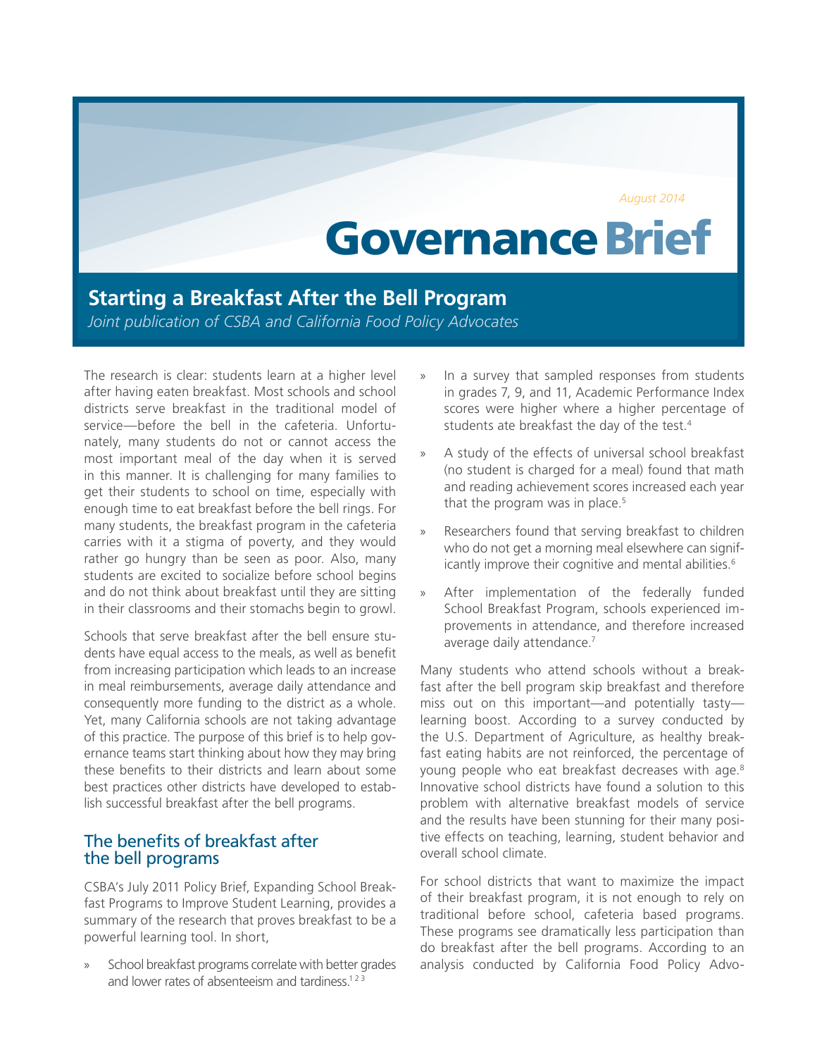August 2014

# Governance Brief

## Starting a Breakfast After the Bell Program

*Joint publication of CSBA and California Food Policy Advocates*

The research is clear: students learn at a higher level after having eaten breakfast. Most schools and school districts serve breakfast in the traditional model of service—before the bell in the cafeteria. Unfortunately, many students do not or cannot access the most important meal of the day when it is served in this manner. It is challenging for many families to get their students to school on time, especially with enough time to eat breakfast before the bell rings. For many students, the breakfast program in the cafeteria carries with it a stigma of poverty, and they would rather go hungry than be seen as poor. Also, many students are excited to socialize before school begins and do not think about breakfast until they are sitting in their classrooms and their stomachs begin to growl.

Schools that serve breakfast after the bell ensure students have equal access to the meals, as well as benefit from increasing participation which leads to an increase in meal reimbursements, average daily attendance and consequently more funding to the district as a whole. Yet, many California schools are not taking advantage of this practice. The purpose of this brief is to help governance teams start thinking about how they may bring these benefits to their districts and learn about some best practices other districts have developed to establish successful breakfast after the bell programs.

### The benefits of breakfast after the bell programs

CSBA's July 2011 Policy Brief, Expanding School Breakfast Programs to Improve Student Learning, provides a summary of the research that proves breakfast to be a powerful learning tool. In short,

- School breakfast programs correlate with better grades and lower rates of absenteeism and tardiness.[1 2 3]
- In a survey that sampled responses from students in grades 7, 9, and 11, Academic Performance Index scores were higher where a higher percentage of students ate breakfast the day of the test.[4]
- A study of the effects of universal school breakfast (no student is charged for a meal) found that math and reading achievement scores increased each year that the program was in place.[5]
- Researchers found that serving breakfast to children who do not get a morning meal elsewhere can significantly improve their cognitive and mental abilities.[6]
- After implementation of the federally funded School Breakfast Program, schools experienced improvements in attendance, and therefore increased average daily attendance.[7]

Many students who attend schools without a breakfast after the bell program skip breakfast and therefore miss out on this important—and potentially tasty—learning boost. According to a survey conducted by the U.S. Department of Agriculture, as healthy breakfast eating habits are not reinforced, the percentage of young people who eat breakfast decreases with age.[8] Innovative school districts have found a solution to this problem with alternative breakfast models of service and the results have been stunning for their many positive effects on teaching, learning, student behavior and overall school climate.

For school districts that want to maximize the impact of their breakfast program, it is not enough to rely on traditional before school, cafeteria based programs. These programs see dramatically less participation than do breakfast after the bell programs. According to an analysis conducted by California Food Policy Advo-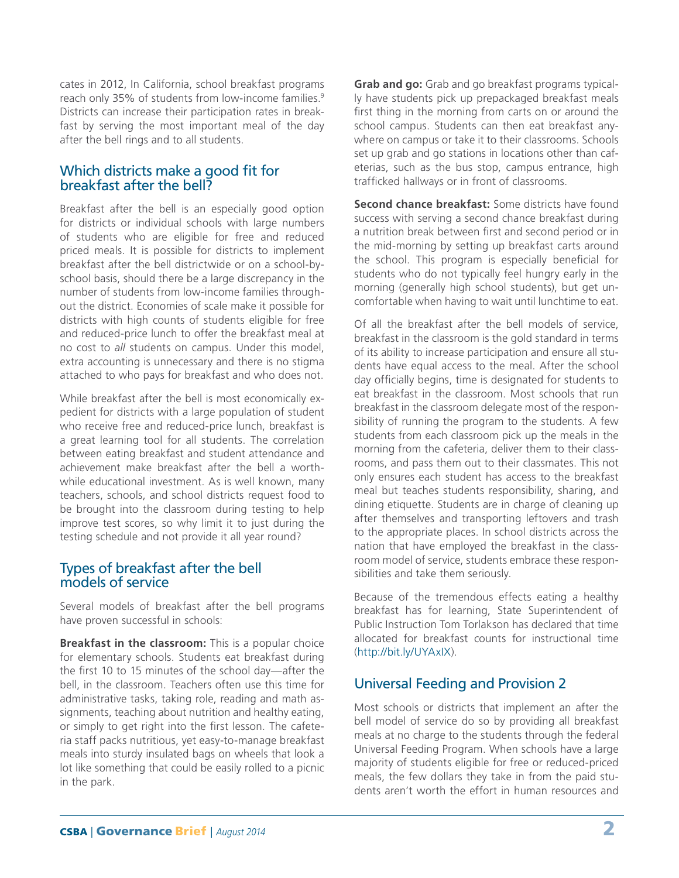cates in 2012, In California, school breakfast programs reach only 35% of students from low-income families.[9] Districts can increase their participation rates in breakfast by serving the most important meal of the day after the bell rings and to all students.

## Which districts make a good fit for breakfast after the bell?

Breakfast after the bell is an especially good option for districts or individual schools with large numbers of students who are eligible for free and reduced priced meals. It is possible for districts to implement breakfast after the bell districtwide or on a school-by-school basis, should there be a large discrepancy in the number of students from low-income families throughout the district. Economies of scale make it possible for districts with high counts of students eligible for free and reduced-price lunch to offer the breakfast meal at no cost to *all* students on campus. Under this model, extra accounting is unnecessary and there is no stigma attached to who pays for breakfast and who does not.

While breakfast after the bell is most economically expedient for districts with a large population of student who receive free and reduced-price lunch, breakfast is a great learning tool for all students. The correlation between eating breakfast and student attendance and achievement make breakfast after the bell a worthwhile educational investment. As is well known, many teachers, schools, and school districts request food to be brought into the classroom during testing to help improve test scores, so why limit it to just during the testing schedule and not provide it all year round?

## Types of breakfast after the bell models of service

Several models of breakfast after the bell programs have proven successful in schools:

**Breakfast in the classroom:** This is a popular choice for elementary schools. Students eat breakfast during the first 10 to 15 minutes of the school day—after the bell, in the classroom. Teachers often use this time for administrative tasks, taking role, reading and math assignments, teaching about nutrition and healthy eating, or simply to get right into the first lesson. The cafeteria staff packs nutritious, yet easy-to-manage breakfast meals into sturdy insulated bags on wheels that look a lot like something that could be easily rolled to a picnic in the park.

**Grab and go:** Grab and go breakfast programs typically have students pick up prepackaged breakfast meals first thing in the morning from carts on or around the school campus. Students can then eat breakfast anywhere on campus or take it to their classrooms. Schools set up grab and go stations in locations other than cafeterias, such as the bus stop, campus entrance, high trafficked hallways or in front of classrooms.

**Second chance breakfast:** Some districts have found success with serving a second chance breakfast during a nutrition break between first and second period or in the mid-morning by setting up breakfast carts around the school. This program is especially beneficial for students who do not typically feel hungry early in the morning (generally high school students), but get uncomfortable when having to wait until lunchtime to eat.

Of all the breakfast after the bell models of service, breakfast in the classroom is the gold standard in terms of its ability to increase participation and ensure all students have equal access to the meal. After the school day officially begins, time is designated for students to eat breakfast in the classroom. Most schools that run breakfast in the classroom delegate most of the responsibility of running the program to the students. A few students from each classroom pick up the meals in the morning from the cafeteria, deliver them to their classrooms, and pass them out to their classmates. This not only ensures each student has access to the breakfast meal but teaches students responsibility, sharing, and dining etiquette. Students are in charge of cleaning up after themselves and transporting leftovers and trash to the appropriate places. In school districts across the nation that have employed the breakfast in the classroom model of service, students embrace these responsibilities and take them seriously.

Because of the tremendous effects eating a healthy breakfast has for learning, State Superintendent of Public Instruction Tom Torlakson has declared that time allocated for breakfast counts for instructional time (http://bit.ly/UYAxIX).

## Universal Feeding and Provision 2

Most schools or districts that implement an after the bell model of service do so by providing all breakfast meals at no charge to the students through the federal Universal Feeding Program. When schools have a large majority of students eligible for free or reduced-priced meals, the few dollars they take in from the paid students aren't worth the effort in human resources and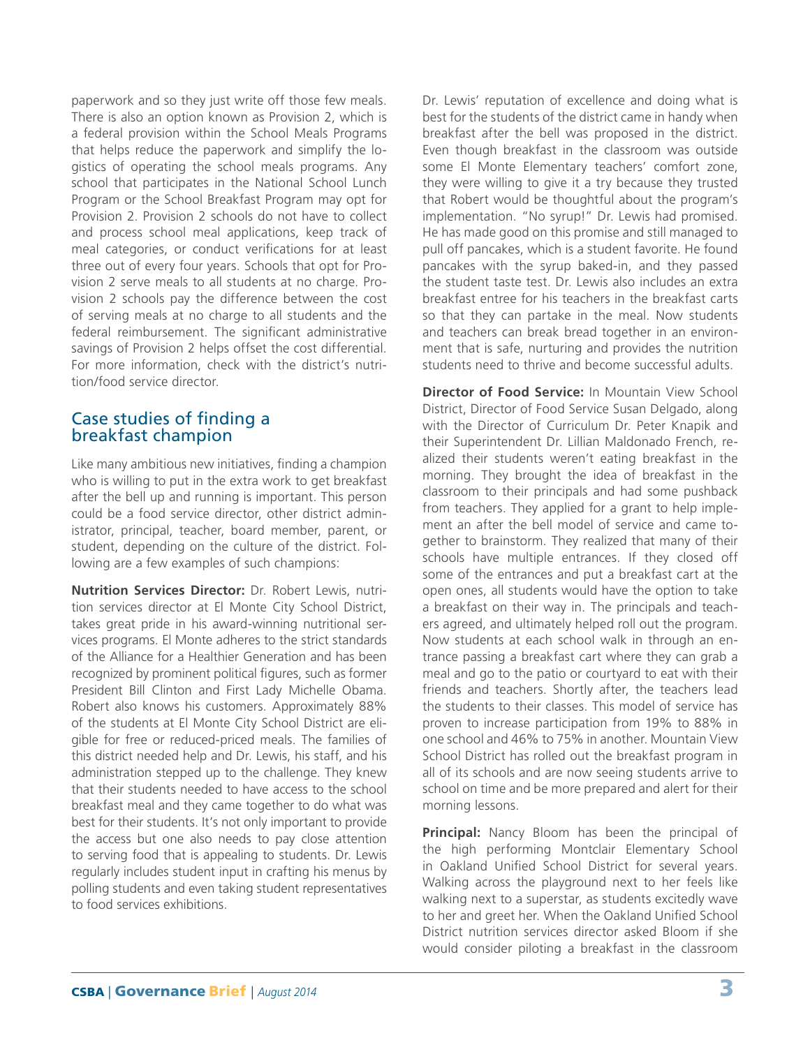paperwork and so they just write off those few meals. There is also an option known as Provision 2, which is a federal provision within the School Meals Programs that helps reduce the paperwork and simplify the logistics of operating the school meals programs. Any school that participates in the National School Lunch Program or the School Breakfast Program may opt for Provision 2. Provision 2 schools do not have to collect and process school meal applications, keep track of meal categories, or conduct verifications for at least three out of every four years. Schools that opt for Provision 2 serve meals to all students at no charge. Provision 2 schools pay the difference between the cost of serving meals at no charge to all students and the federal reimbursement. The significant administrative savings of Provision 2 helps offset the cost differential. For more information, check with the district's nutrition/food service director.

## Case studies of finding a breakfast champion

Like many ambitious new initiatives, finding a champion who is willing to put in the extra work to get breakfast after the bell up and running is important. This person could be a food service director, other district administrator, principal, teacher, board member, parent, or student, depending on the culture of the district. Following are a few examples of such champions:

**Nutrition Services Director:** Dr. Robert Lewis, nutrition services director at El Monte City School District, takes great pride in his award-winning nutritional services programs. El Monte adheres to the strict standards of the Alliance for a Healthier Generation and has been recognized by prominent political figures, such as former President Bill Clinton and First Lady Michelle Obama. Robert also knows his customers. Approximately 88% of the students at El Monte City School District are eligible for free or reduced-priced meals. The families of this district needed help and Dr. Lewis, his staff, and his administration stepped up to the challenge. They knew that their students needed to have access to the school breakfast meal and they came together to do what was best for their students. It's not only important to provide the access but one also needs to pay close attention to serving food that is appealing to students. Dr. Lewis regularly includes student input in crafting his menus by polling students and even taking student representatives to food services exhibitions.

Dr. Lewis' reputation of excellence and doing what is best for the students of the district came in handy when breakfast after the bell was proposed in the district. Even though breakfast in the classroom was outside some El Monte Elementary teachers' comfort zone, they were willing to give it a try because they trusted that Robert would be thoughtful about the program's implementation. "No syrup!" Dr. Lewis had promised. He has made good on this promise and still managed to pull off pancakes, which is a student favorite. He found pancakes with the syrup baked-in, and they passed the student taste test. Dr. Lewis also includes an extra breakfast entree for his teachers in the breakfast carts so that they can partake in the meal. Now students and teachers can break bread together in an environment that is safe, nurturing and provides the nutrition students need to thrive and become successful adults.

**Director of Food Service:** In Mountain View School District, Director of Food Service Susan Delgado, along with the Director of Curriculum Dr. Peter Knapik and their Superintendent Dr. Lillian Maldonado French, realized their students weren't eating breakfast in the morning. They brought the idea of breakfast in the classroom to their principals and had some pushback from teachers. They applied for a grant to help implement an after the bell model of service and came together to brainstorm. They realized that many of their schools have multiple entrances. If they closed off some of the entrances and put a breakfast cart at the open ones, all students would have the option to take a breakfast on their way in. The principals and teachers agreed, and ultimately helped roll out the program. Now students at each school walk in through an entrance passing a breakfast cart where they can grab a meal and go to the patio or courtyard to eat with their friends and teachers. Shortly after, the teachers lead the students to their classes. This model of service has proven to increase participation from 19% to 88% in one school and 46% to 75% in another. Mountain View School District has rolled out the breakfast program in all of its schools and are now seeing students arrive to school on time and be more prepared and alert for their morning lessons.

**Principal:** Nancy Bloom has been the principal of the high performing Montclair Elementary School in Oakland Unified School District for several years. Walking across the playground next to her feels like walking next to a superstar, as students excitedly wave to her and greet her. When the Oakland Unified School District nutrition services director asked Bloom if she would consider piloting a breakfast in the classroom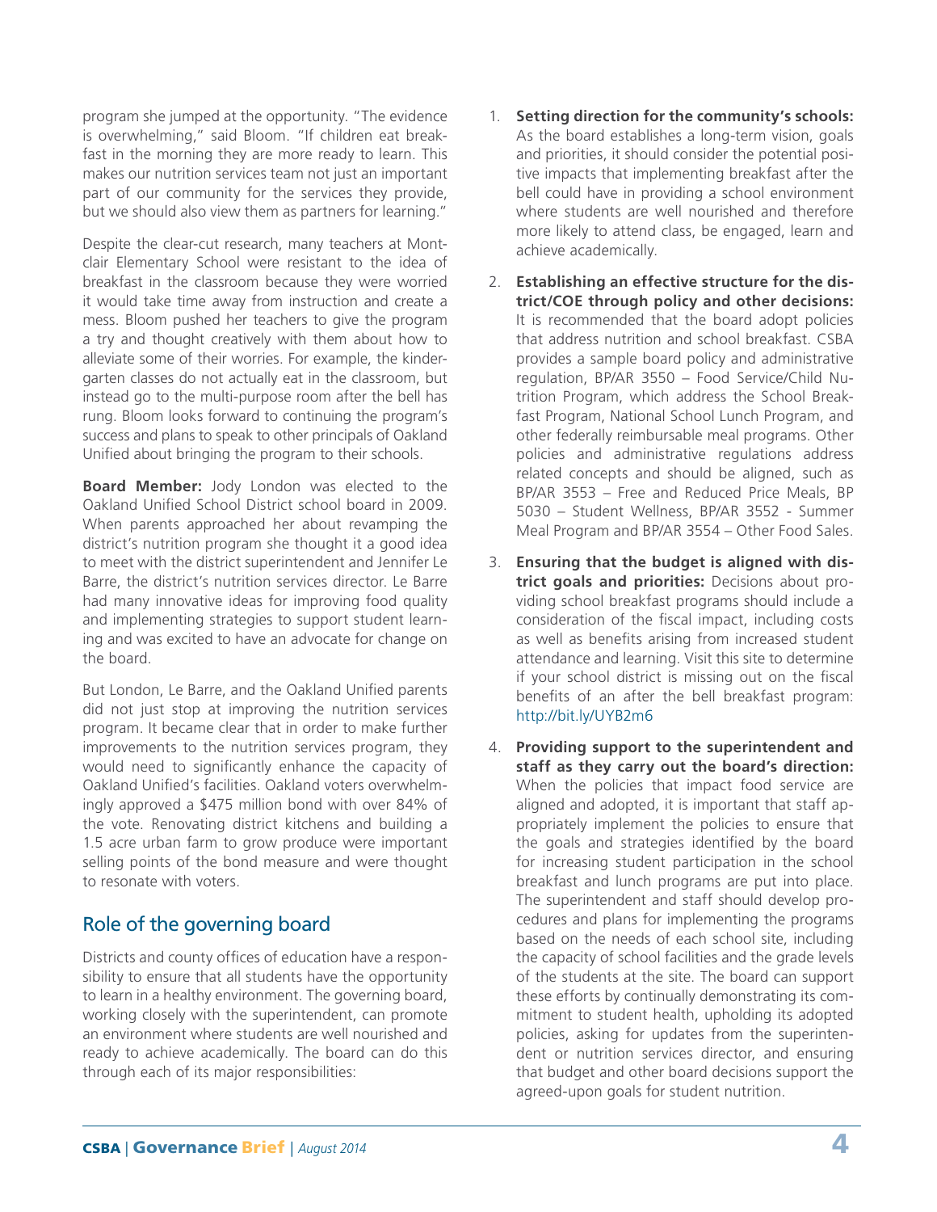program she jumped at the opportunity. "The evidence is overwhelming," said Bloom. "If children eat breakfast in the morning they are more ready to learn. This makes our nutrition services team not just an important part of our community for the services they provide, but we should also view them as partners for learning."

Despite the clear-cut research, many teachers at Montclair Elementary School were resistant to the idea of breakfast in the classroom because they were worried it would take time away from instruction and create a mess. Bloom pushed her teachers to give the program a try and thought creatively with them about how to alleviate some of their worries. For example, the kindergarten classes do not actually eat in the classroom, but instead go to the multi-purpose room after the bell has rung. Bloom looks forward to continuing the program's success and plans to speak to other principals of Oakland Unified about bringing the program to their schools.

**Board Member:** Jody London was elected to the Oakland Unified School District school board in 2009. When parents approached her about revamping the district's nutrition program she thought it a good idea to meet with the district superintendent and Jennifer Le Barre, the district's nutrition services director. Le Barre had many innovative ideas for improving food quality and implementing strategies to support student learning and was excited to have an advocate for change on the board.

But London, Le Barre, and the Oakland Unified parents did not just stop at improving the nutrition services program. It became clear that in order to make further improvements to the nutrition services program, they would need to significantly enhance the capacity of Oakland Unified's facilities. Oakland voters overwhelmingly approved a $475 million bond with over 84% of the vote. Renovating district kitchens and building a 1.5 acre urban farm to grow produce were important selling points of the bond measure and were thought to resonate with voters.

## Role of the governing board

Districts and county offices of education have a responsibility to ensure that all students have the opportunity to learn in a healthy environment. The governing board, working closely with the superintendent, can promote an environment where students are well nourished and ready to achieve academically. The board can do this through each of its major responsibilities:

1. **Setting direction for the community's schools:** As the board establishes a long-term vision, goals and priorities, it should consider the potential positive impacts that implementing breakfast after the bell could have in providing a school environment where students are well nourished and therefore more likely to attend class, be engaged, learn and achieve academically.

2. **Establishing an effective structure for the district/COE through policy and other decisions:** It is recommended that the board adopt policies that address nutrition and school breakfast. CSBA provides a sample board policy and administrative regulation, BP/AR 3550 – Food Service/Child Nutrition Program, which address the School Breakfast Program, National School Lunch Program, and other federally reimbursable meal programs. Other policies and administrative regulations address related concepts and should be aligned, such as BP/AR 3553 – Free and Reduced Price Meals, BP 5030 – Student Wellness, BP/AR 3552 - Summer Meal Program and BP/AR 3554 – Other Food Sales.

3. **Ensuring that the budget is aligned with district goals and priorities:** Decisions about providing school breakfast programs should include a consideration of the fiscal impact, including costs as well as benefits arising from increased student attendance and learning. Visit this site to determine if your school district is missing out on the fiscal benefits of an after the bell breakfast program: http://bit.ly/UYB2m6

4. **Providing support to the superintendent and staff as they carry out the board's direction:** When the policies that impact food service are aligned and adopted, it is important that staff appropriately implement the policies to ensure that the goals and strategies identified by the board for increasing student participation in the school breakfast and lunch programs are put into place. The superintendent and staff should develop procedures and plans for implementing the programs based on the needs of each school site, including the capacity of school facilities and the grade levels of the students at the site. The board can support these efforts by continually demonstrating its commitment to student health, upholding its adopted policies, asking for updates from the superintendent or nutrition services director, and ensuring that budget and other board decisions support the agreed-upon goals for student nutrition.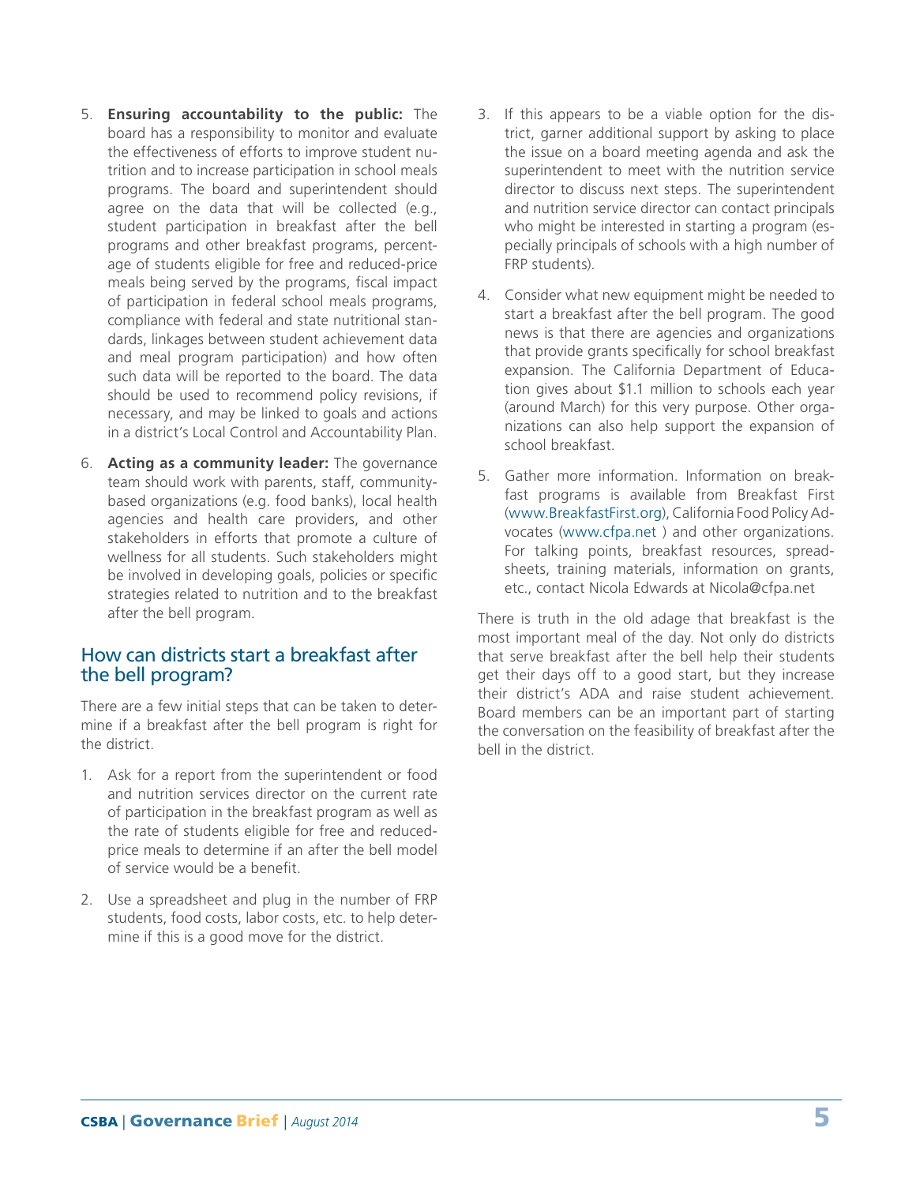5. **Ensuring accountability to the public:** The board has a responsibility to monitor and evaluate the effectiveness of efforts to improve student nutrition and to increase participation in school meals programs. The board and superintendent should agree on the data that will be collected (e.g., student participation in breakfast after the bell programs and other breakfast programs, percentage of students eligible for free and reduced-price meals being served by the programs, fiscal impact of participation in federal school meals programs, compliance with federal and state nutritional standards, linkages between student achievement data and meal program participation) and how often such data will be reported to the board. The data should be used to recommend policy revisions, if necessary, and may be linked to goals and actions in a district's Local Control and Accountability Plan.

6. **Acting as a community leader:** The governance team should work with parents, staff, community-based organizations (e.g. food banks), local health agencies and health care providers, and other stakeholders in efforts that promote a culture of wellness for all students. Such stakeholders might be involved in developing goals, policies or specific strategies related to nutrition and to the breakfast after the bell program.

## How can districts start a breakfast after the bell program?

There are a few initial steps that can be taken to determine if a breakfast after the bell program is right for the district.

1. Ask for a report from the superintendent or food and nutrition services director on the current rate of participation in the breakfast program as well as the rate of students eligible for free and reduced-price meals to determine if an after the bell model of service would be a benefit.

2. Use a spreadsheet and plug in the number of FRP students, food costs, labor costs, etc. to help determine if this is a good move for the district.

3. If this appears to be a viable option for the district, garner additional support by asking to place the issue on a board meeting agenda and ask the superintendent to meet with the nutrition service director to discuss next steps. The superintendent and nutrition service director can contact principals who might be interested in starting a program (especially principals of schools with a high number of FRP students).

4. Consider what new equipment might be needed to start a breakfast after the bell program. The good news is that there are agencies and organizations that provide grants specifically for school breakfast expansion. The California Department of Education gives about $1.1 million to schools each year (around March) for this very purpose. Other organizations can also help support the expansion of school breakfast.

5. Gather more information. Information on breakfast programs is available from Breakfast First (www.BreakfastFirst.org), California Food Policy Advocates (www.cfpa.net ) and other organizations. For talking points, breakfast resources, spreadsheets, training materials, information on grants, etc., contact Nicola Edwards at Nicola@cfpa.net

There is truth in the old adage that breakfast is the most important meal of the day. Not only do districts that serve breakfast after the bell help their students get their days off to a good start, but they increase their district's ADA and raise student achievement. Board members can be an important part of starting the conversation on the feasibility of breakfast after the bell in the district.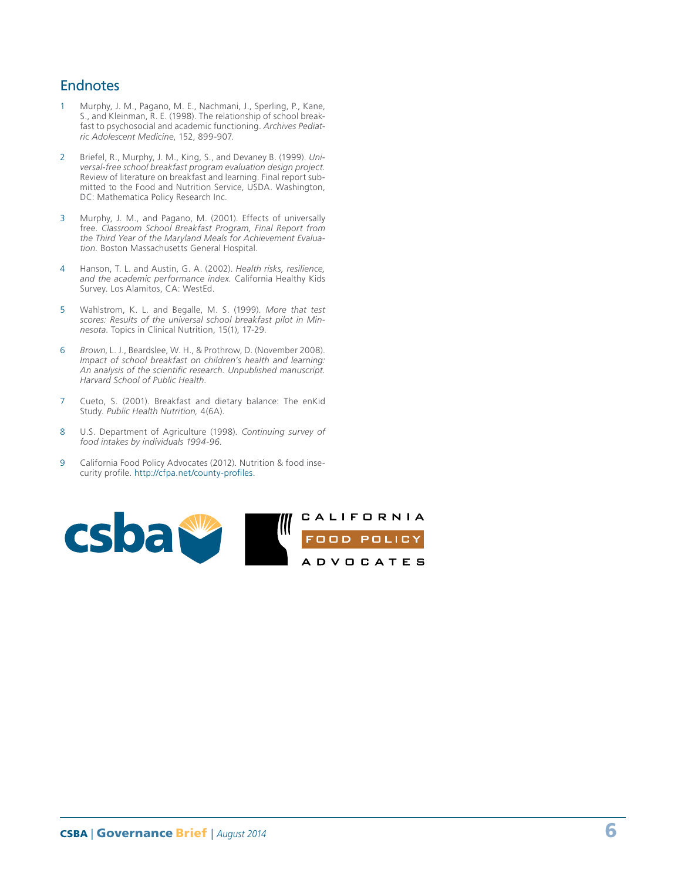## Endnotes

1. Murphy, J. M., Pagano, M. E., Nachmani, J., Sperling, P., Kane, S., and Kleinman, R. E. (1998). The relationship of school breakfast to psychosocial and academic functioning. *Archives Pediatric Adolescent Medicine*, 152, 899-907.

2. Briefel, R., Murphy, J. M., King, S., and Devaney B. (1999). *Universal-free school breakfast program evaluation design project.* Review of literature on breakfast and learning. Final report submitted to the Food and Nutrition Service, USDA. Washington, DC: Mathematica Policy Research Inc.

3. Murphy, J. M., and Pagano, M. (2001). Effects of universally free. *Classroom School Breakfast Program, Final Report from the Third Year of the Maryland Meals for Achievement Evaluation*. Boston Massachusetts General Hospital.

4. Hanson, T. L. and Austin, G. A. (2002). *Health risks, resilience, and the academic performance index.* California Healthy Kids Survey. Los Alamitos, CA: WestEd.

5. Wahlstrom, K. L. and Begalle, M. S. (1999). *More that test scores: Results of the universal school breakfast pilot in Minnesota*. Topics in Clinical Nutrition, 15(1), 17-29.

6. *Brown*, L. J., Beardslee, W. H., & Prothrow, D. (November 2008). *Impact of school breakfast on children's health and learning: An analysis of the scientific research. Unpublished manuscript. Harvard School of Public Health.*

7. Cueto, S. (2001). Breakfast and dietary balance: The enKid Study. *Public Health Nutrition,* 4(6A).

8. U.S. Department of Agriculture (1998). *Continuing survey of food intakes by individuals 1994-96.*

9. California Food Policy Advocates (2012). Nutrition & food insecurity profile. http://cfpa.net/county-profiles.

csba

CALIFORNIA FOOD POLICY ADVOCATES